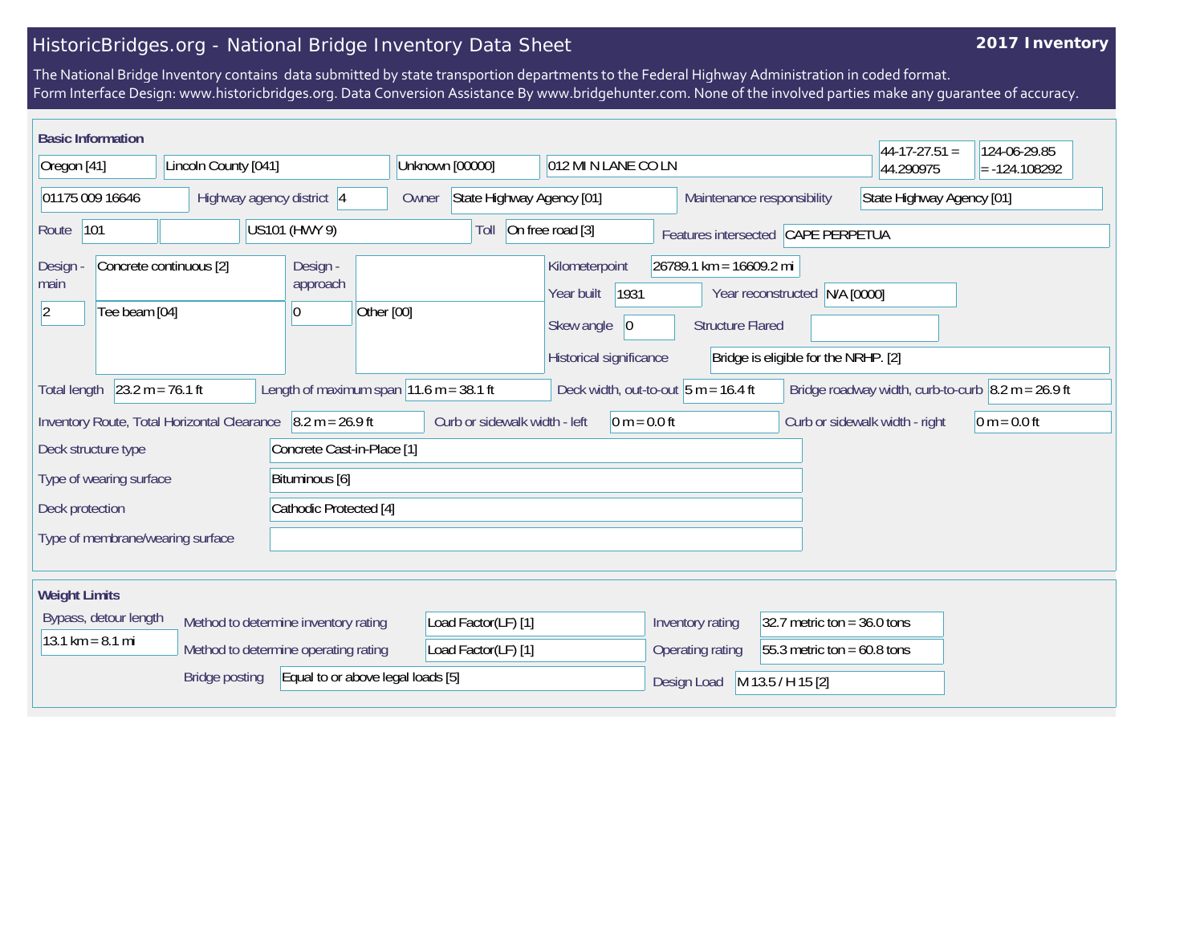# HistoricBridges.org - National Bridge Inventory Data Sheet

**2017 Inventory**

The National Bridge Inventory contains data submitted by state transportion departments to the Federal Highway Administration in coded format.
Form Interface Design: www.historicbridges.org. Data Conversion Assistance By www.bridgehunter.com. None of the involved parties make any guarantee of accuracy.

## Basic Information

| | |
|---|---|
| State | Oregon [41] |
| County | Lincoln County [041] |
| Place | Unknown [00000] |
| Location | 012 MI N LANE CO LN |
| Latitude | 44-17-27.51 = 44.290975 |
| Longitude | 124-06-29.85 = -124.108292 |
| Structure number | 01175 009 16646 |
| Highway agency district | 4 |
| Owner | State Highway Agency [01] |
| Maintenance responsibility | State Highway Agency [01] |
| Route | 101 |
| Facility carried | US101 (HWY 9) |
| Toll | On free road [3] |
| Features intersected | CAPE PERPETUA |
| Design - main | Concrete continuous [2] |
| Number of main spans | 2 |
| Main span type | Tee beam [04] |
| Design - approach | |
| Number of approach spans | 0 |
| Approach span type | Other [00] |
| Kilometerpoint | 26789.1 km = 16609.2 mi |
| Year built | 1931 |
| Year reconstructed | N/A [0000] |
| Skew angle | 0 |
| Structure Flared | |
| Historical significance | Bridge is eligible for the NRHP. [2] |
| Total length | 23.2 m = 76.1 ft |
| Length of maximum span | 11.6 m = 38.1 ft |
| Deck width, out-to-out | 5 m = 16.4 ft |
| Bridge roadway width, curb-to-curb | 8.2 m = 26.9 ft |
| Inventory Route, Total Horizontal Clearance | 8.2 m = 26.9 ft |
| Curb or sidewalk width - left | 0 m = 0.0 ft |
| Curb or sidewalk width - right | 0 m = 0.0 ft |
| Deck structure type | Concrete Cast-in-Place [1] |
| Type of wearing surface | Bituminous [6] |
| Deck protection | Cathodic Protected [4] |
| Type of membrane/wearing surface | |

## Weight Limits

| | |
|---|---|
| Bypass, detour length | 13.1 km = 8.1 mi |
| Method to determine inventory rating | Load Factor(LF) [1] |
| Method to determine operating rating | Load Factor(LF) [1] |
| Inventory rating | 32.7 metric ton = 36.0 tons |
| Operating rating | 55.3 metric ton = 60.8 tons |
| Bridge posting | Equal to or above legal loads [5] |
| Design Load | M 13.5 / H 15 [2] |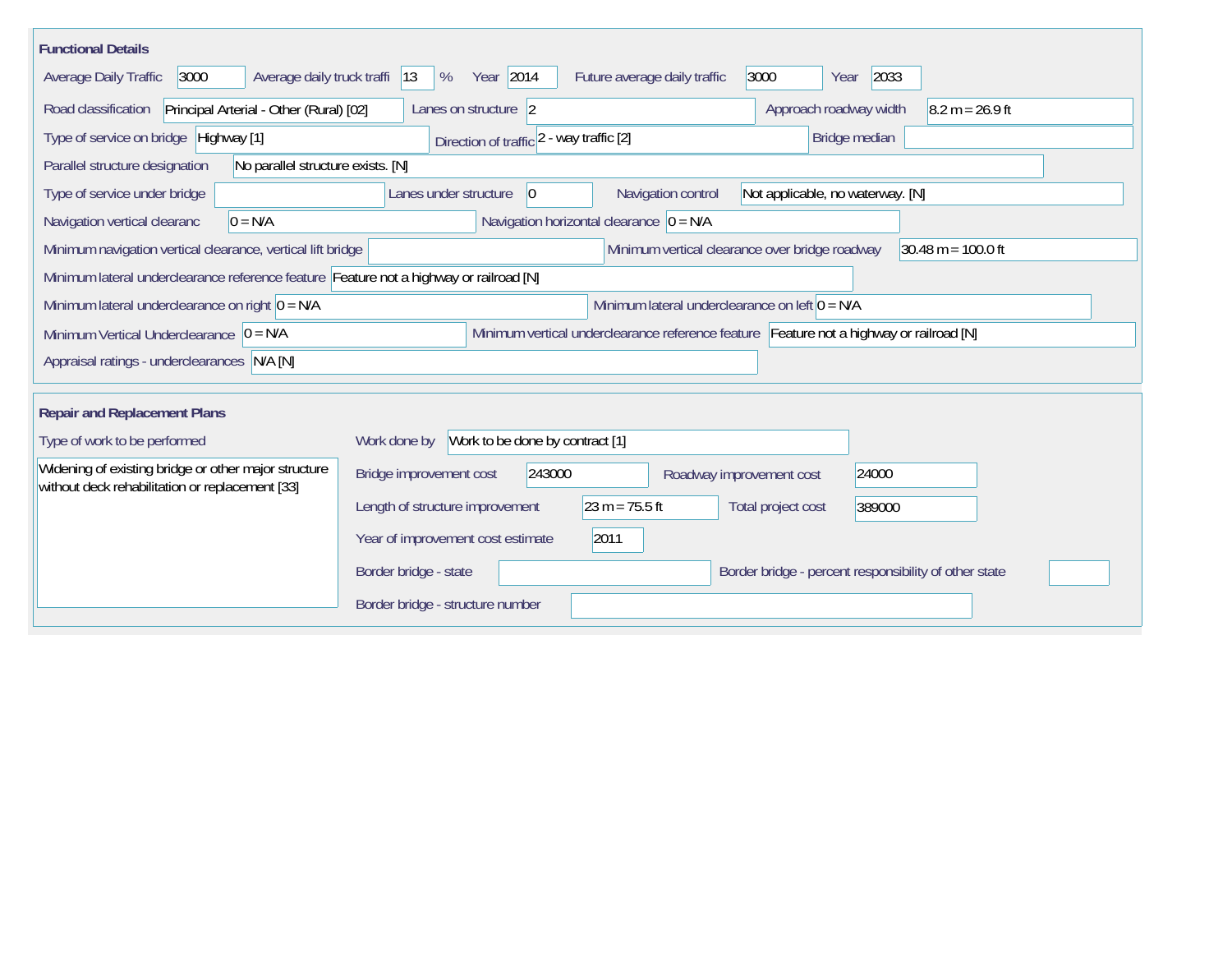## Functional Details

| Field | Value |
|---|---|
| Average Daily Traffic | 3000 |
| Average daily truck traffi | 13 % |
| Year | 2014 |
| Future average daily traffic | 3000 |
| Year | 2033 |
| Road classification | Principal Arterial - Other (Rural) [02] |
| Lanes on structure | 2 |
| Approach roadway width | 8.2 m = 26.9 ft |
| Type of service on bridge | Highway [1] |
| Direction of traffic | 2 - way traffic [2] |
| Bridge median | |
| Parallel structure designation | No parallel structure exists. [N] |
| Type of service under bridge | |
| Lanes under structure | 0 |
| Navigation control | Not applicable, no waterway. [N] |
| Navigation vertical clearanc | 0 = N/A |
| Navigation horizontal clearance | 0 = N/A |
| Minimum navigation vertical clearance, vertical lift bridge | |
| Minimum vertical clearance over bridge roadway | 30.48 m = 100.0 ft |
| Minimum lateral underclearance reference feature | Feature not a highway or railroad [N] |
| Minimum lateral underclearance on right | 0 = N/A |
| Minimum lateral underclearance on left | 0 = N/A |
| Minimum Vertical Underclearance | 0 = N/A |
| Minimum vertical underclearance reference feature | Feature not a highway or railroad [N] |
| Appraisal ratings - underclearances | N/A [N] |

## Repair and Replacement Plans

| Field | Value |
|---|---|
| Type of work to be performed | Widening of existing bridge or other major structure without deck rehabilitation or replacement [33] |
| Work done by | Work to be done by contract [1] |
| Bridge improvement cost | 243000 |
| Roadway improvement cost | 24000 |
| Length of structure improvement | 23 m = 75.5 ft |
| Total project cost | 389000 |
| Year of improvement cost estimate | 2011 |
| Border bridge - state | |
| Border bridge - percent responsibility of other state | |
| Border bridge - structure number | |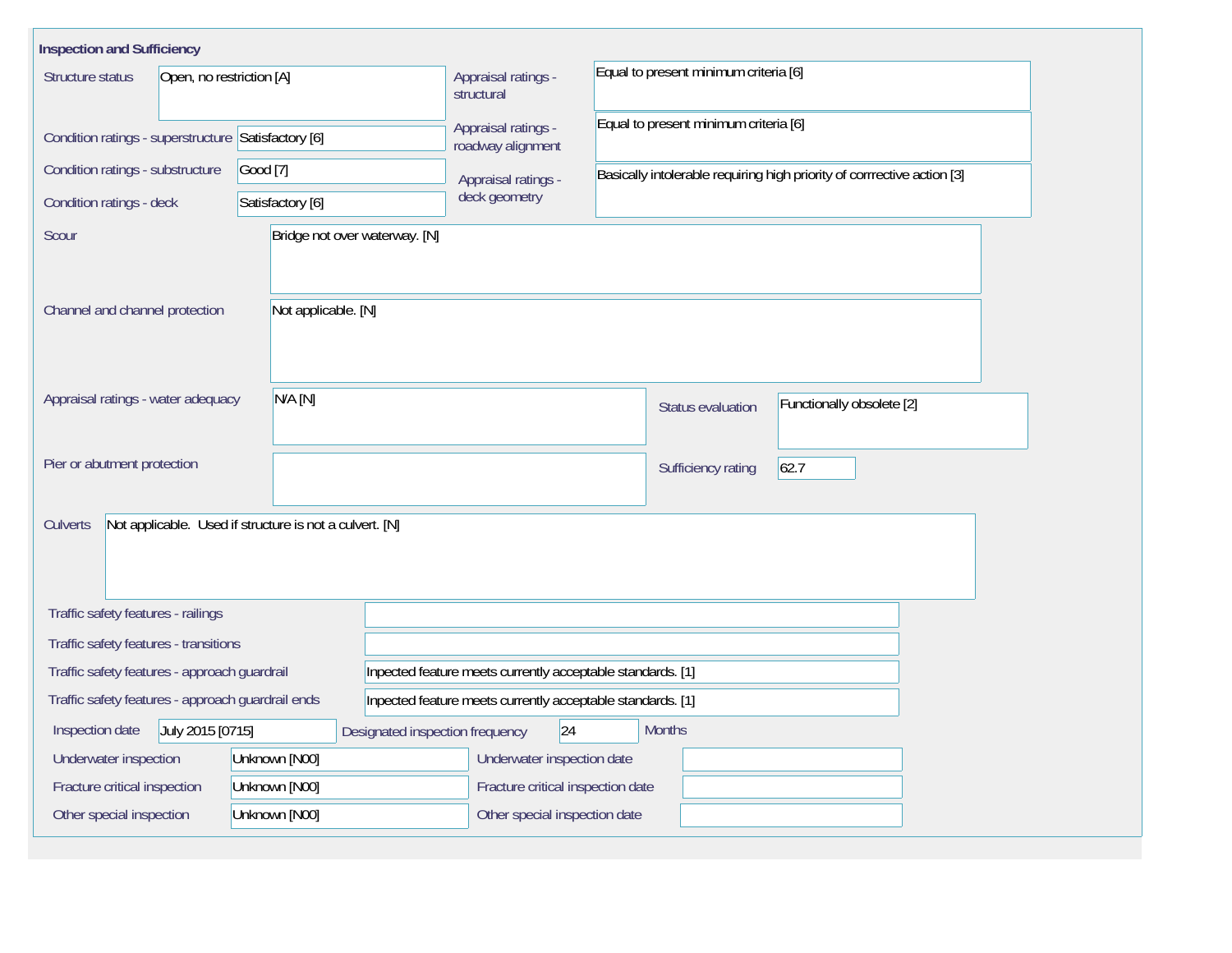## Inspection and Sufficiency

| Field | Value |
|---|---|
| Structure status | Open, no restriction [A] |
| Appraisal ratings - structural | Equal to present minimum criteria [6] |
| Condition ratings - superstructure | Satisfactory [6] |
| Appraisal ratings - roadway alignment | Equal to present minimum criteria [6] |
| Condition ratings - substructure | Good [7] |
| Appraisal ratings - deck geometry | Basically intolerable requiring high priority of corrrective action [3] |
| Condition ratings - deck | Satisfactory [6] |
| Scour | Bridge not over waterway. [N] |
| Channel and channel protection | Not applicable. [N] |
| Appraisal ratings - water adequacy | N/A [N] |
| Status evaluation | Functionally obsolete [2] |
| Pier or abutment protection | |
| Sufficiency rating | 62.7 |
| Culverts | Not applicable.  Used if structure is not a culvert. [N] |
| Traffic safety features - railings | |
| Traffic safety features - transitions | |
| Traffic safety features - approach guardrail | Inpected feature meets currently acceptable standards. [1] |
| Traffic safety features - approach guardrail ends | Inpected feature meets currently acceptable standards. [1] |
| Inspection date | July 2015 [0715] |
| Designated inspection frequency | 24 Months |
| Underwater inspection | Unknown [N00] |
| Underwater inspection date | |
| Fracture critical inspection | Unknown [N00] |
| Fracture critical inspection date | |
| Other special inspection | Unknown [N00] |
| Other special inspection date | |